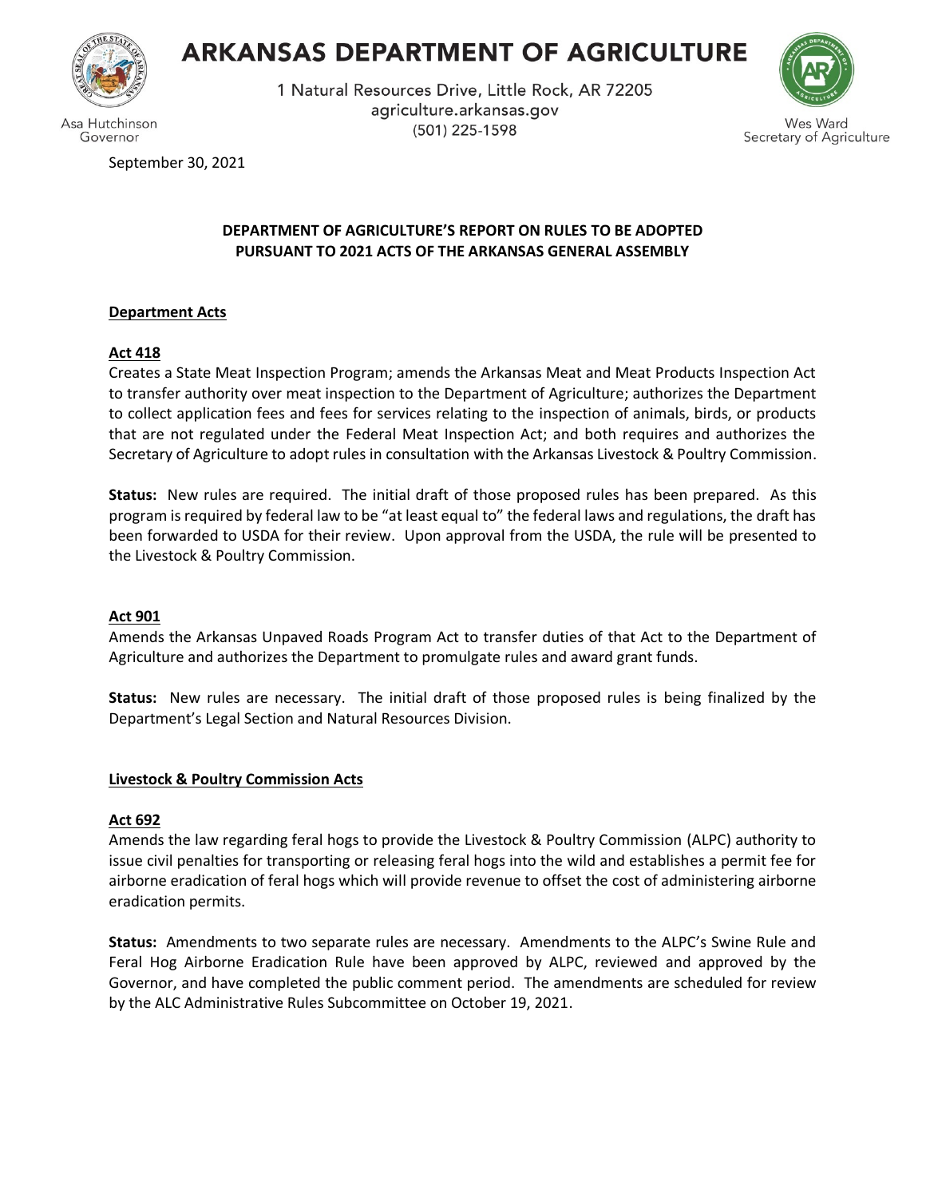# ARKANSAS DEPARTMENT OF AGRICULTURE

1 Natural Resources Drive, Little Rock, AR 72205
agriculture.arkansas.gov
(501) 225-1598

Asa Hutchinson
Governor

Wes Ward
Secretary of Agriculture

September 30, 2021

## DEPARTMENT OF AGRICULTURE'S REPORT ON RULES TO BE ADOPTED PURSUANT TO 2021 ACTS OF THE ARKANSAS GENERAL ASSEMBLY

### Department Acts

#### Act 418

Creates a State Meat Inspection Program; amends the Arkansas Meat and Meat Products Inspection Act to transfer authority over meat inspection to the Department of Agriculture; authorizes the Department to collect application fees and fees for services relating to the inspection of animals, birds, or products that are not regulated under the Federal Meat Inspection Act; and both requires and authorizes the Secretary of Agriculture to adopt rules in consultation with the Arkansas Livestock & Poultry Commission.

**Status:** New rules are required. The initial draft of those proposed rules has been prepared. As this program is required by federal law to be "at least equal to" the federal laws and regulations, the draft has been forwarded to USDA for their review. Upon approval from the USDA, the rule will be presented to the Livestock & Poultry Commission.

#### Act 901

Amends the Arkansas Unpaved Roads Program Act to transfer duties of that Act to the Department of Agriculture and authorizes the Department to promulgate rules and award grant funds.

**Status:** New rules are necessary. The initial draft of those proposed rules is being finalized by the Department's Legal Section and Natural Resources Division.

### Livestock & Poultry Commission Acts

#### Act 692

Amends the law regarding feral hogs to provide the Livestock & Poultry Commission (ALPC) authority to issue civil penalties for transporting or releasing feral hogs into the wild and establishes a permit fee for airborne eradication of feral hogs which will provide revenue to offset the cost of administering airborne eradication permits.

**Status:** Amendments to two separate rules are necessary. Amendments to the ALPC's Swine Rule and Feral Hog Airborne Eradication Rule have been approved by ALPC, reviewed and approved by the Governor, and have completed the public comment period. The amendments are scheduled for review by the ALC Administrative Rules Subcommittee on October 19, 2021.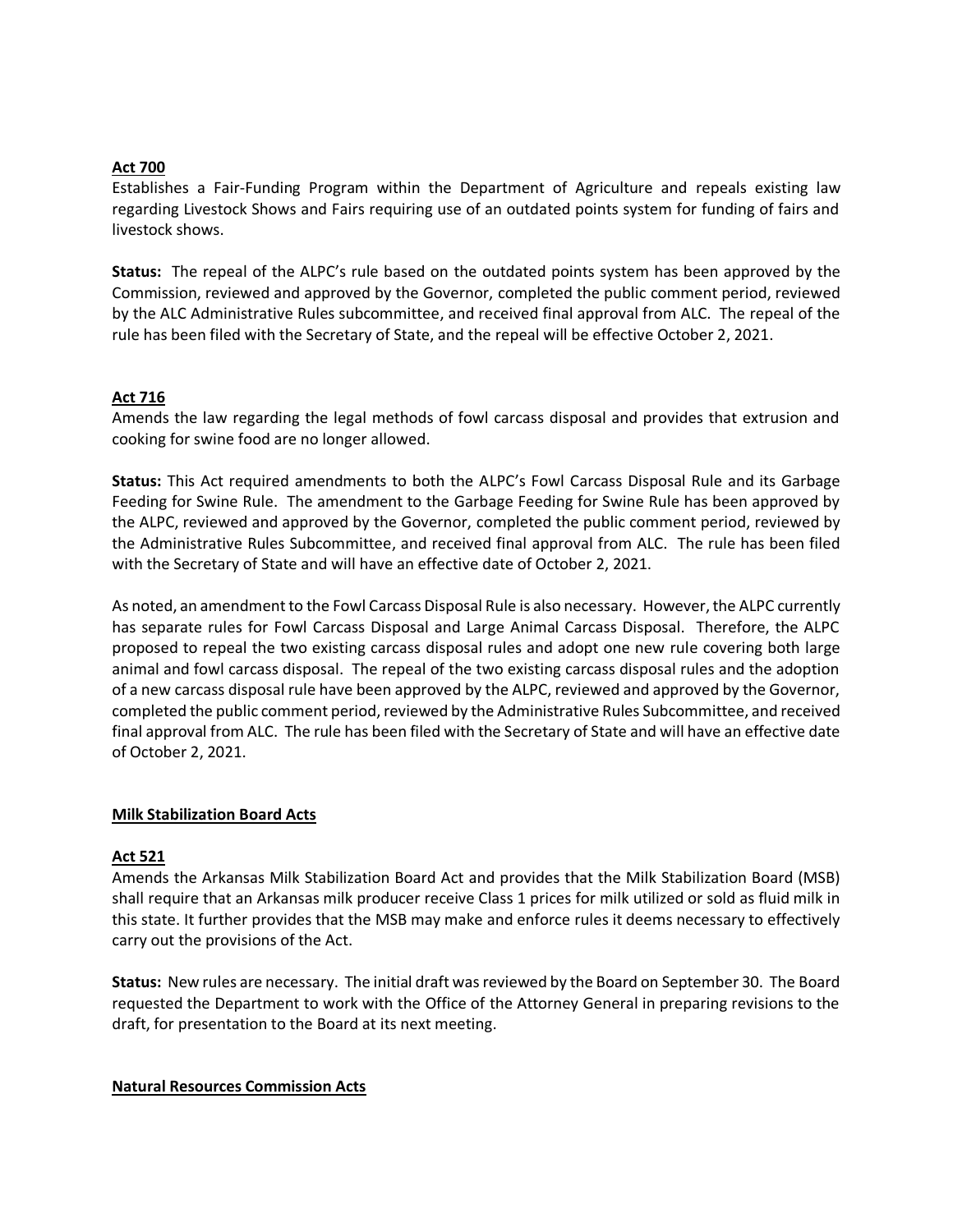**Act 700**

Establishes a Fair-Funding Program within the Department of Agriculture and repeals existing law regarding Livestock Shows and Fairs requiring use of an outdated points system for funding of fairs and livestock shows.

**Status:** The repeal of the ALPC's rule based on the outdated points system has been approved by the Commission, reviewed and approved by the Governor, completed the public comment period, reviewed by the ALC Administrative Rules subcommittee, and received final approval from ALC. The repeal of the rule has been filed with the Secretary of State, and the repeal will be effective October 2, 2021.

**Act 716**

Amends the law regarding the legal methods of fowl carcass disposal and provides that extrusion and cooking for swine food are no longer allowed.

**Status:** This Act required amendments to both the ALPC's Fowl Carcass Disposal Rule and its Garbage Feeding for Swine Rule. The amendment to the Garbage Feeding for Swine Rule has been approved by the ALPC, reviewed and approved by the Governor, completed the public comment period, reviewed by the Administrative Rules Subcommittee, and received final approval from ALC. The rule has been filed with the Secretary of State and will have an effective date of October 2, 2021.

As noted, an amendment to the Fowl Carcass Disposal Rule is also necessary. However, the ALPC currently has separate rules for Fowl Carcass Disposal and Large Animal Carcass Disposal. Therefore, the ALPC proposed to repeal the two existing carcass disposal rules and adopt one new rule covering both large animal and fowl carcass disposal. The repeal of the two existing carcass disposal rules and the adoption of a new carcass disposal rule have been approved by the ALPC, reviewed and approved by the Governor, completed the public comment period, reviewed by the Administrative Rules Subcommittee, and received final approval from ALC. The rule has been filed with the Secretary of State and will have an effective date of October 2, 2021.

**Milk Stabilization Board Acts**

**Act 521**

Amends the Arkansas Milk Stabilization Board Act and provides that the Milk Stabilization Board (MSB) shall require that an Arkansas milk producer receive Class 1 prices for milk utilized or sold as fluid milk in this state. It further provides that the MSB may make and enforce rules it deems necessary to effectively carry out the provisions of the Act.

**Status:** New rules are necessary. The initial draft was reviewed by the Board on September 30. The Board requested the Department to work with the Office of the Attorney General in preparing revisions to the draft, for presentation to the Board at its next meeting.

**Natural Resources Commission Acts**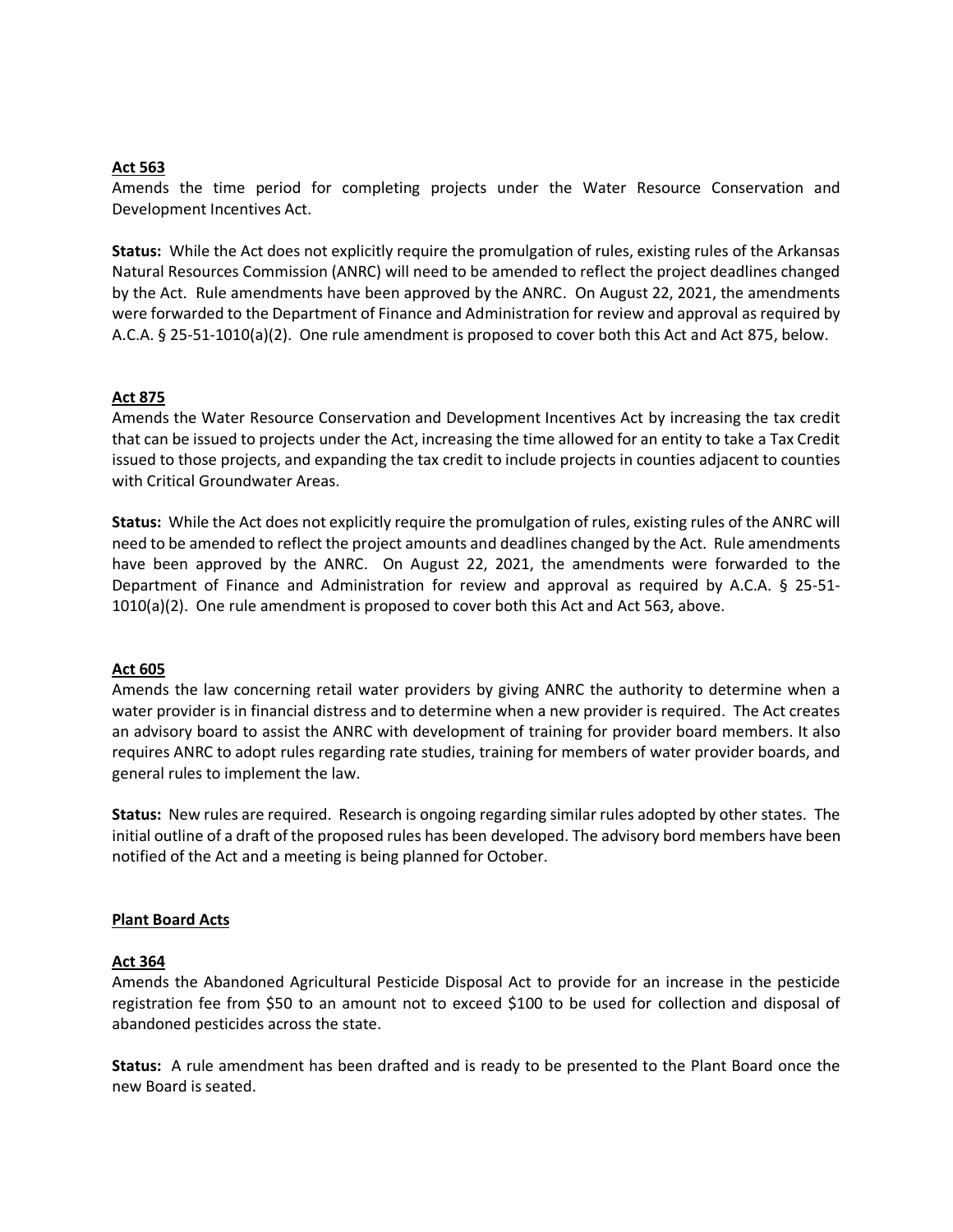**Act 563**

Amends the time period for completing projects under the Water Resource Conservation and Development Incentives Act.

**Status:** While the Act does not explicitly require the promulgation of rules, existing rules of the Arkansas Natural Resources Commission (ANRC) will need to be amended to reflect the project deadlines changed by the Act. Rule amendments have been approved by the ANRC. On August 22, 2021, the amendments were forwarded to the Department of Finance and Administration for review and approval as required by A.C.A. § 25-51-1010(a)(2). One rule amendment is proposed to cover both this Act and Act 875, below.

**Act 875**

Amends the Water Resource Conservation and Development Incentives Act by increasing the tax credit that can be issued to projects under the Act, increasing the time allowed for an entity to take a Tax Credit issued to those projects, and expanding the tax credit to include projects in counties adjacent to counties with Critical Groundwater Areas.

**Status:** While the Act does not explicitly require the promulgation of rules, existing rules of the ANRC will need to be amended to reflect the project amounts and deadlines changed by the Act. Rule amendments have been approved by the ANRC. On August 22, 2021, the amendments were forwarded to the Department of Finance and Administration for review and approval as required by A.C.A. § 25-51-1010(a)(2). One rule amendment is proposed to cover both this Act and Act 563, above.

**Act 605**

Amends the law concerning retail water providers by giving ANRC the authority to determine when a water provider is in financial distress and to determine when a new provider is required. The Act creates an advisory board to assist the ANRC with development of training for provider board members. It also requires ANRC to adopt rules regarding rate studies, training for members of water provider boards, and general rules to implement the law.

**Status:** New rules are required. Research is ongoing regarding similar rules adopted by other states. The initial outline of a draft of the proposed rules has been developed. The advisory bord members have been notified of the Act and a meeting is being planned for October.

**Plant Board Acts**

**Act 364**

Amends the Abandoned Agricultural Pesticide Disposal Act to provide for an increase in the pesticide registration fee from $50 to an amount not to exceed $100 to be used for collection and disposal of abandoned pesticides across the state.

**Status:** A rule amendment has been drafted and is ready to be presented to the Plant Board once the new Board is seated.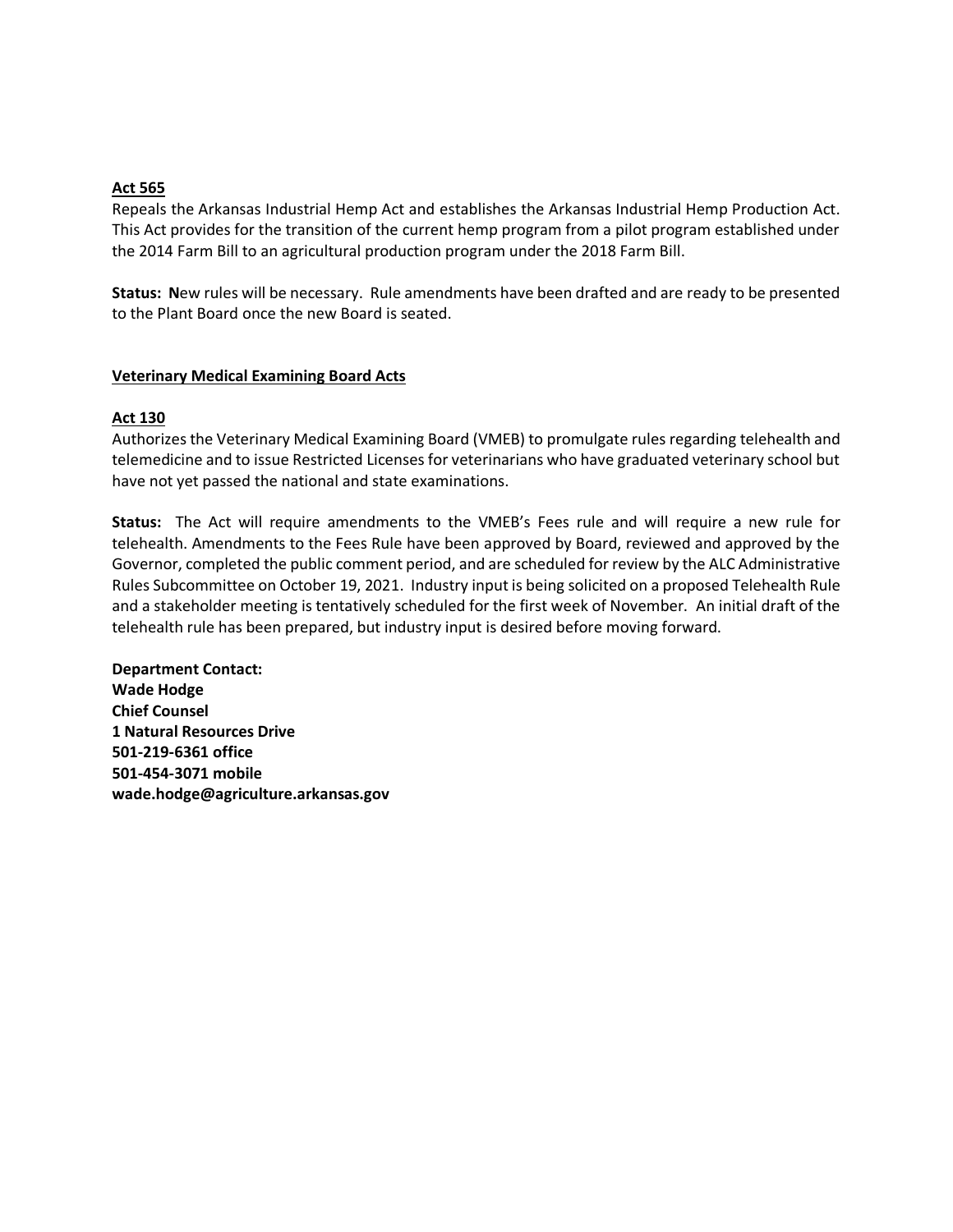**Act 565**

Repeals the Arkansas Industrial Hemp Act and establishes the Arkansas Industrial Hemp Production Act. This Act provides for the transition of the current hemp program from a pilot program established under the 2014 Farm Bill to an agricultural production program under the 2018 Farm Bill.

**Status: N**ew rules will be necessary. Rule amendments have been drafted and are ready to be presented to the Plant Board once the new Board is seated.

## Veterinary Medical Examining Board Acts

**Act 130**

Authorizes the Veterinary Medical Examining Board (VMEB) to promulgate rules regarding telehealth and telemedicine and to issue Restricted Licenses for veterinarians who have graduated veterinary school but have not yet passed the national and state examinations.

**Status:** The Act will require amendments to the VMEB's Fees rule and will require a new rule for telehealth. Amendments to the Fees Rule have been approved by Board, reviewed and approved by the Governor, completed the public comment period, and are scheduled for review by the ALC Administrative Rules Subcommittee on October 19, 2021. Industry input is being solicited on a proposed Telehealth Rule and a stakeholder meeting is tentatively scheduled for the first week of November. An initial draft of the telehealth rule has been prepared, but industry input is desired before moving forward.

**Department Contact:**
**Wade Hodge**
**Chief Counsel**
**1 Natural Resources Drive**
**501-219-6361 office**
**501-454-3071 mobile**
**wade.hodge@agriculture.arkansas.gov**